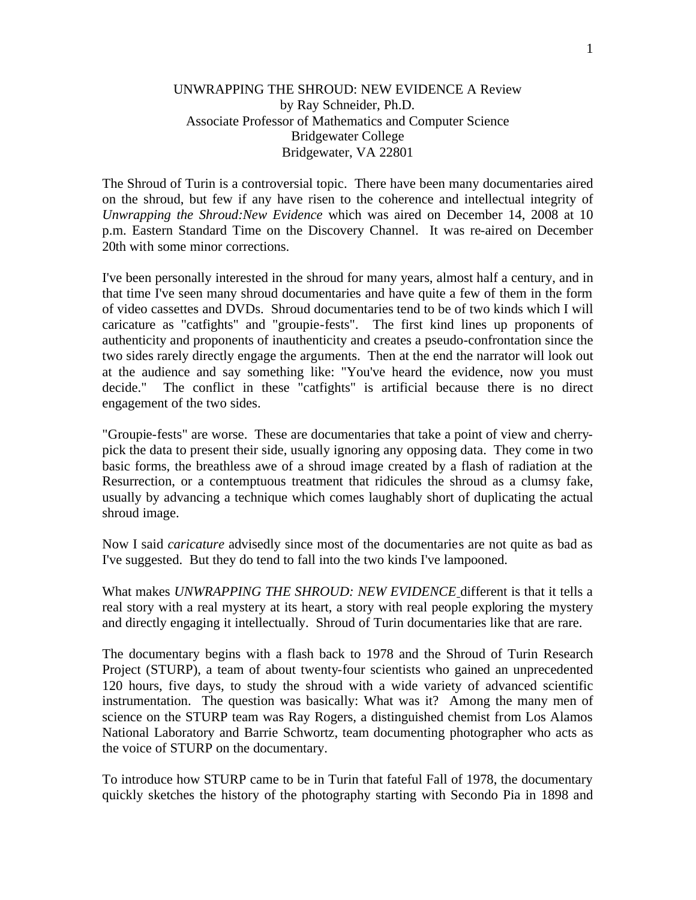# UNWRAPPING THE SHROUD: NEW EVIDENCE A Review

by Ray Schneider, Ph.D.
Associate Professor of Mathematics and Computer Science
Bridgewater College
Bridgewater, VA 22801

The Shroud of Turin is a controversial topic. There have been many documentaries aired on the shroud, but few if any have risen to the coherence and intellectual integrity of *Unwrapping the Shroud:New Evidence* which was aired on December 14, 2008 at 10 p.m. Eastern Standard Time on the Discovery Channel. It was re-aired on December 20th with some minor corrections.

I've been personally interested in the shroud for many years, almost half a century, and in that time I've seen many shroud documentaries and have quite a few of them in the form of video cassettes and DVDs. Shroud documentaries tend to be of two kinds which I will caricature as "catfights" and "groupie-fests". The first kind lines up proponents of authenticity and proponents of inauthenticity and creates a pseudo-confrontation since the two sides rarely directly engage the arguments. Then at the end the narrator will look out at the audience and say something like: "You've heard the evidence, now you must decide." The conflict in these "catfights" is artificial because there is no direct engagement of the two sides.

"Groupie-fests" are worse. These are documentaries that take a point of view and cherry-pick the data to present their side, usually ignoring any opposing data. They come in two basic forms, the breathless awe of a shroud image created by a flash of radiation at the Resurrection, or a contemptuous treatment that ridicules the shroud as a clumsy fake, usually by advancing a technique which comes laughably short of duplicating the actual shroud image.

Now I said *caricature* advisedly since most of the documentaries are not quite as bad as I've suggested. But they do tend to fall into the two kinds I've lampooned.

What makes *UNWRAPPING THE SHROUD: NEW EVIDENCE* different is that it tells a real story with a real mystery at its heart, a story with real people exploring the mystery and directly engaging it intellectually. Shroud of Turin documentaries like that are rare.

The documentary begins with a flash back to 1978 and the Shroud of Turin Research Project (STURP), a team of about twenty-four scientists who gained an unprecedented 120 hours, five days, to study the shroud with a wide variety of advanced scientific instrumentation. The question was basically: What was it? Among the many men of science on the STURP team was Ray Rogers, a distinguished chemist from Los Alamos National Laboratory and Barrie Schwortz, team documenting photographer who acts as the voice of STURP on the documentary.

To introduce how STURP came to be in Turin that fateful Fall of 1978, the documentary quickly sketches the history of the photography starting with Secondo Pia in 1898 and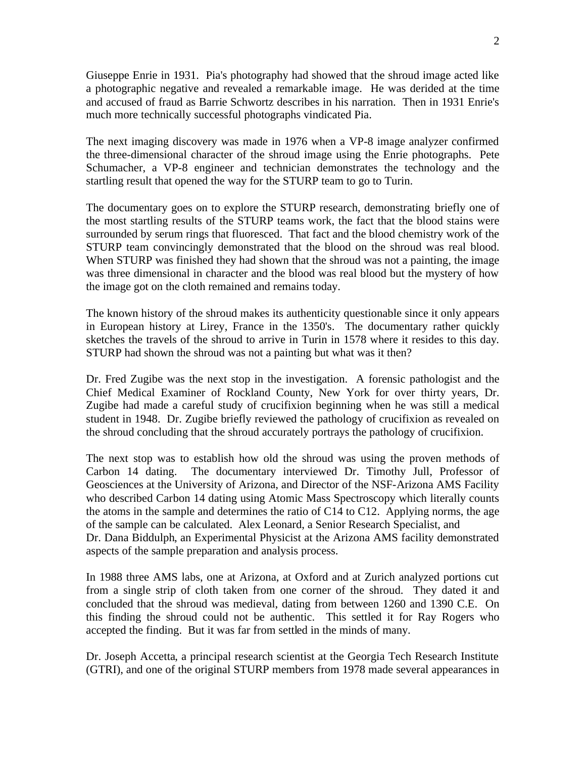Giuseppe Enrie in 1931. Pia's photography had showed that the shroud image acted like a photographic negative and revealed a remarkable image. He was derided at the time and accused of fraud as Barrie Schwortz describes in his narration. Then in 1931 Enrie's much more technically successful photographs vindicated Pia.

The next imaging discovery was made in 1976 when a VP-8 image analyzer confirmed the three-dimensional character of the shroud image using the Enrie photographs. Pete Schumacher, a VP-8 engineer and technician demonstrates the technology and the startling result that opened the way for the STURP team to go to Turin.

The documentary goes on to explore the STURP research, demonstrating briefly one of the most startling results of the STURP teams work, the fact that the blood stains were surrounded by serum rings that fluoresced. That fact and the blood chemistry work of the STURP team convincingly demonstrated that the blood on the shroud was real blood. When STURP was finished they had shown that the shroud was not a painting, the image was three dimensional in character and the blood was real blood but the mystery of how the image got on the cloth remained and remains today.

The known history of the shroud makes its authenticity questionable since it only appears in European history at Lirey, France in the 1350's. The documentary rather quickly sketches the travels of the shroud to arrive in Turin in 1578 where it resides to this day. STURP had shown the shroud was not a painting but what was it then?

Dr. Fred Zugibe was the next stop in the investigation. A forensic pathologist and the Chief Medical Examiner of Rockland County, New York for over thirty years, Dr. Zugibe had made a careful study of crucifixion beginning when he was still a medical student in 1948. Dr. Zugibe briefly reviewed the pathology of crucifixion as revealed on the shroud concluding that the shroud accurately portrays the pathology of crucifixion.

The next stop was to establish how old the shroud was using the proven methods of Carbon 14 dating. The documentary interviewed Dr. Timothy Jull, Professor of Geosciences at the University of Arizona, and Director of the NSF-Arizona AMS Facility who described Carbon 14 dating using Atomic Mass Spectroscopy which literally counts the atoms in the sample and determines the ratio of C14 to C12. Applying norms, the age of the sample can be calculated. Alex Leonard, a Senior Research Specialist, and Dr. Dana Biddulph, an Experimental Physicist at the Arizona AMS facility demonstrated aspects of the sample preparation and analysis process.

In 1988 three AMS labs, one at Arizona, at Oxford and at Zurich analyzed portions cut from a single strip of cloth taken from one corner of the shroud. They dated it and concluded that the shroud was medieval, dating from between 1260 and 1390 C.E. On this finding the shroud could not be authentic. This settled it for Ray Rogers who accepted the finding. But it was far from settled in the minds of many.

Dr. Joseph Accetta, a principal research scientist at the Georgia Tech Research Institute (GTRI), and one of the original STURP members from 1978 made several appearances in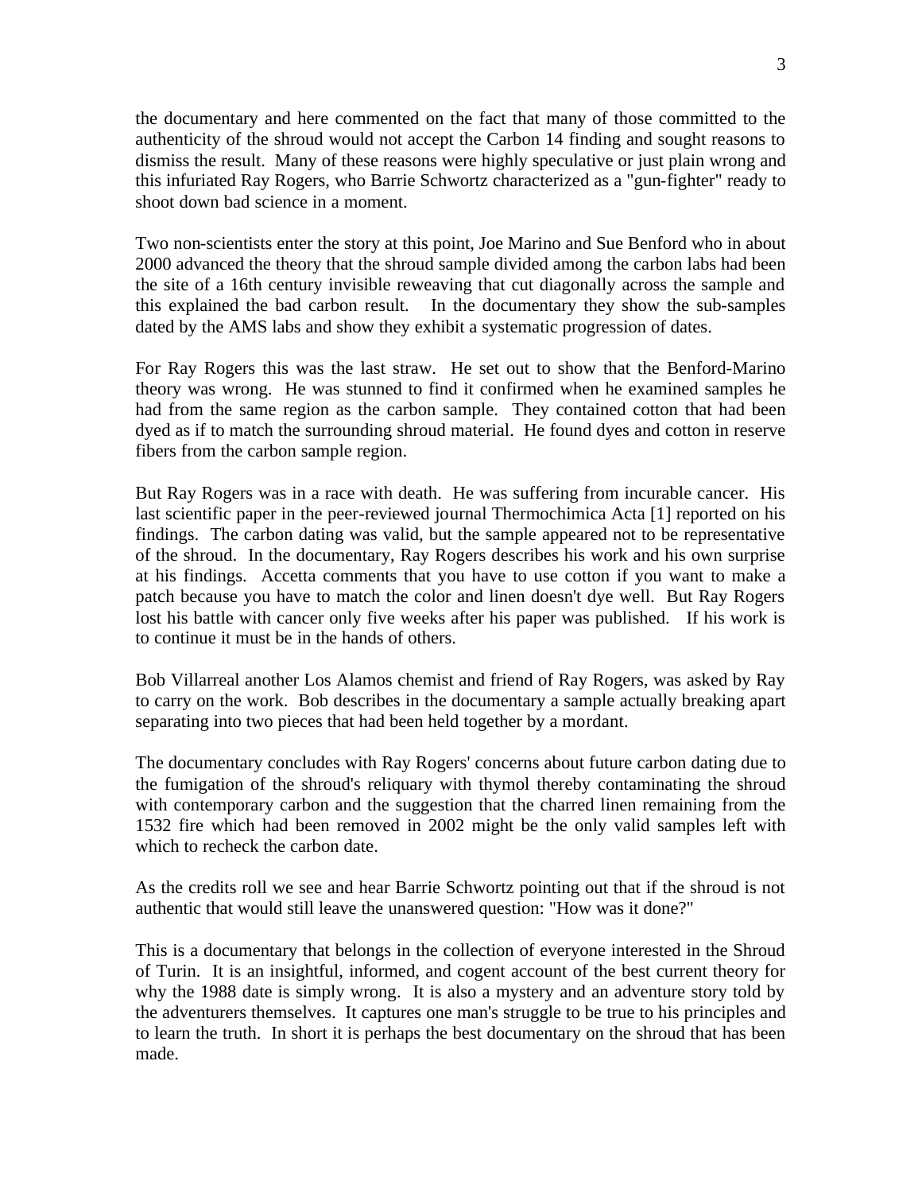the documentary and here commented on the fact that many of those committed to the authenticity of the shroud would not accept the Carbon 14 finding and sought reasons to dismiss the result. Many of these reasons were highly speculative or just plain wrong and this infuriated Ray Rogers, who Barrie Schwortz characterized as a "gun-fighter" ready to shoot down bad science in a moment.

Two non-scientists enter the story at this point, Joe Marino and Sue Benford who in about 2000 advanced the theory that the shroud sample divided among the carbon labs had been the site of a 16th century invisible reweaving that cut diagonally across the sample and this explained the bad carbon result. In the documentary they show the sub-samples dated by the AMS labs and show they exhibit a systematic progression of dates.

For Ray Rogers this was the last straw. He set out to show that the Benford-Marino theory was wrong. He was stunned to find it confirmed when he examined samples he had from the same region as the carbon sample. They contained cotton that had been dyed as if to match the surrounding shroud material. He found dyes and cotton in reserve fibers from the carbon sample region.

But Ray Rogers was in a race with death. He was suffering from incurable cancer. His last scientific paper in the peer-reviewed journal Thermochimica Acta [1] reported on his findings. The carbon dating was valid, but the sample appeared not to be representative of the shroud. In the documentary, Ray Rogers describes his work and his own surprise at his findings. Accetta comments that you have to use cotton if you want to make a patch because you have to match the color and linen doesn't dye well. But Ray Rogers lost his battle with cancer only five weeks after his paper was published. If his work is to continue it must be in the hands of others.

Bob Villarreal another Los Alamos chemist and friend of Ray Rogers, was asked by Ray to carry on the work. Bob describes in the documentary a sample actually breaking apart separating into two pieces that had been held together by a mordant.

The documentary concludes with Ray Rogers' concerns about future carbon dating due to the fumigation of the shroud's reliquary with thymol thereby contaminating the shroud with contemporary carbon and the suggestion that the charred linen remaining from the 1532 fire which had been removed in 2002 might be the only valid samples left with which to recheck the carbon date.

As the credits roll we see and hear Barrie Schwortz pointing out that if the shroud is not authentic that would still leave the unanswered question: "How was it done?"

This is a documentary that belongs in the collection of everyone interested in the Shroud of Turin. It is an insightful, informed, and cogent account of the best current theory for why the 1988 date is simply wrong. It is also a mystery and an adventure story told by the adventurers themselves. It captures one man's struggle to be true to his principles and to learn the truth. In short it is perhaps the best documentary on the shroud that has been made.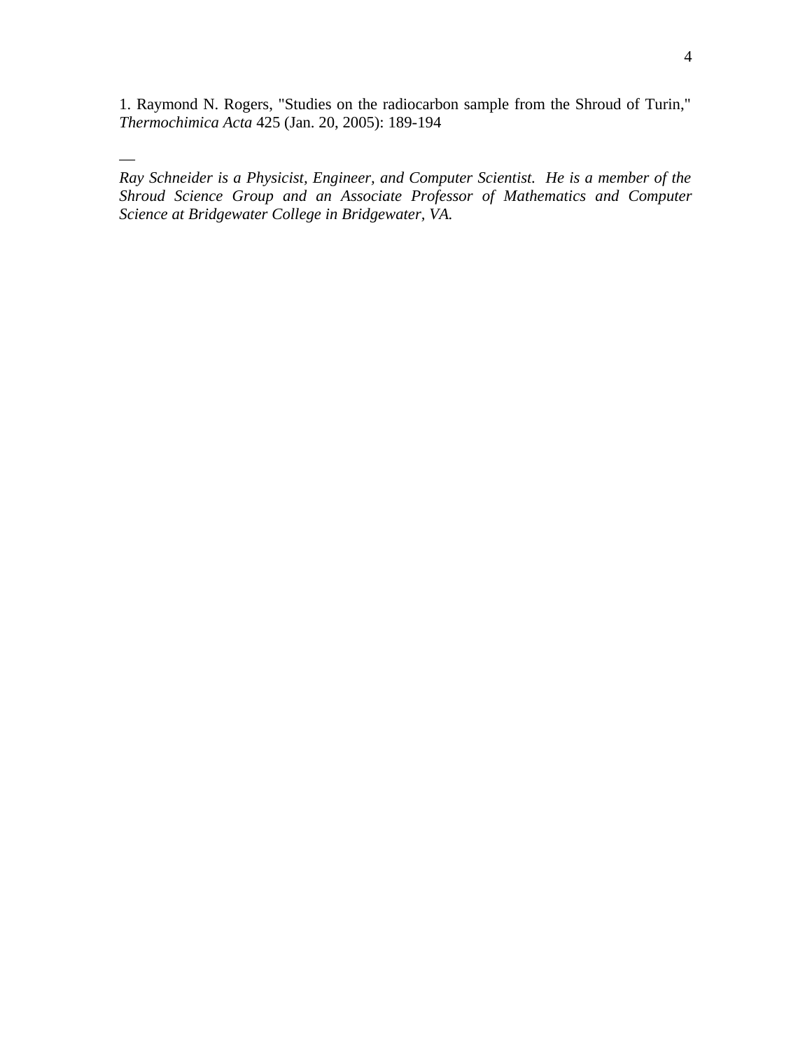1. Raymond N. Rogers, "Studies on the radiocarbon sample from the Shroud of Turin," *Thermochimica Acta* 425 (Jan. 20, 2005): 189-194

—

*Ray Schneider is a Physicist, Engineer, and Computer Scientist. He is a member of the Shroud Science Group and an Associate Professor of Mathematics and Computer Science at Bridgewater College in Bridgewater, VA.*